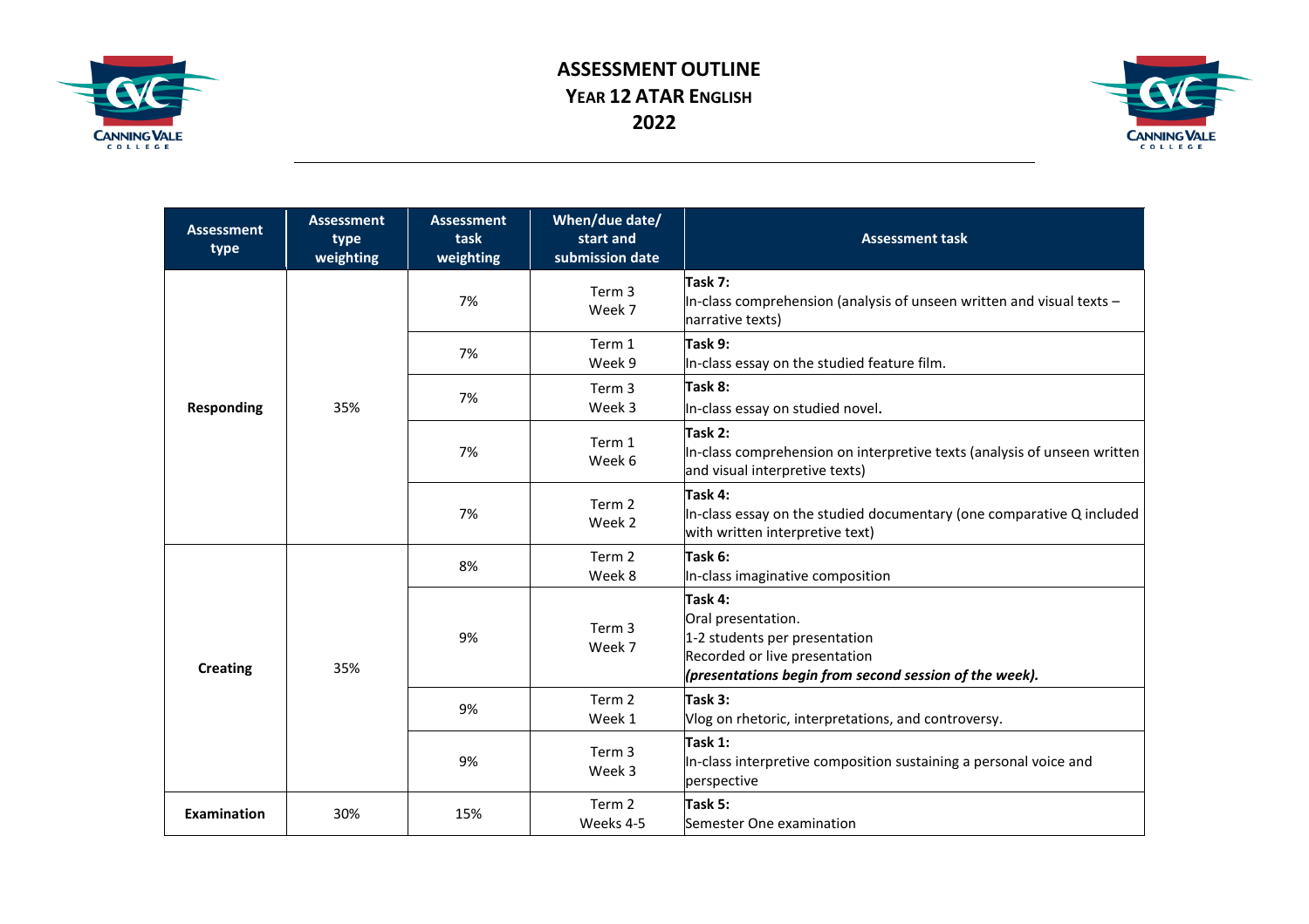# ASSESSMENT OUTLINE
## YEAR 12 ATAR ENGLISH
## 2022

| Assessment type | Assessment type weighting | Assessment task weighting | When/due date/ start and submission date | Assessment task |
|---|---|---|---|---|
| Responding | 35% | 7% | Term 3 Week 7 | **Task 7:** In-class comprehension (analysis of unseen written and visual texts – narrative texts) |
| | | 7% | Term 1 Week 9 | **Task 9:** In-class essay on the studied feature film. |
| | | 7% | Term 3 Week 3 | **Task 8:** In-class essay on studied novel. |
| | | 7% | Term 1 Week 6 | **Task 2:** In-class comprehension on interpretive texts (analysis of unseen written and visual interpretive texts) |
| | | 7% | Term 2 Week 2 | **Task 4:** In-class essay on the studied documentary (one comparative Q included with written interpretive text) |
| Creating | 35% | 8% | Term 2 Week 8 | **Task 6:** In-class imaginative composition |
| | | 9% | Term 3 Week 7 | **Task 4:** Oral presentation. 1-2 students per presentation Recorded or live presentation ***(presentations begin from second session of the week).*** |
| | | 9% | Term 2 Week 1 | **Task 3:** Vlog on rhetoric, interpretations, and controversy. |
| | | 9% | Term 3 Week 3 | **Task 1:** In-class interpretive composition sustaining a personal voice and perspective |
| Examination | 30% | 15% | Term 2 Weeks 4-5 | **Task 5:** Semester One examination |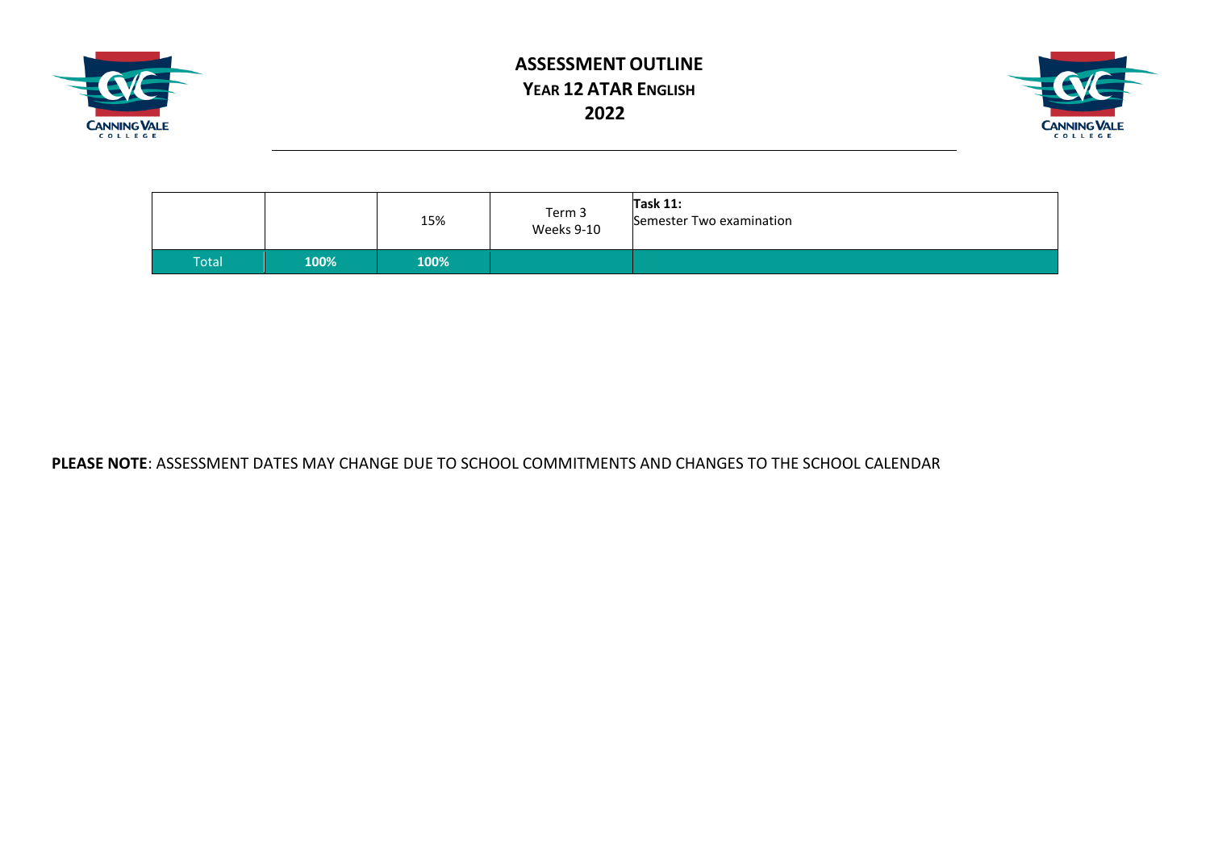# ASSESSMENT OUTLINE
## YEAR 12 ATAR ENGLISH
## 2022

| | | | | |
|---|---|---|---|---|
| | | 15% | Term 3<br>Weeks 9-10 | **Task 11:**<br>Semester Two examination |
| Total | **100%** | **100%** | | |

**PLEASE NOTE**: ASSESSMENT DATES MAY CHANGE DUE TO SCHOOL COMMITMENTS AND CHANGES TO THE SCHOOL CALENDAR